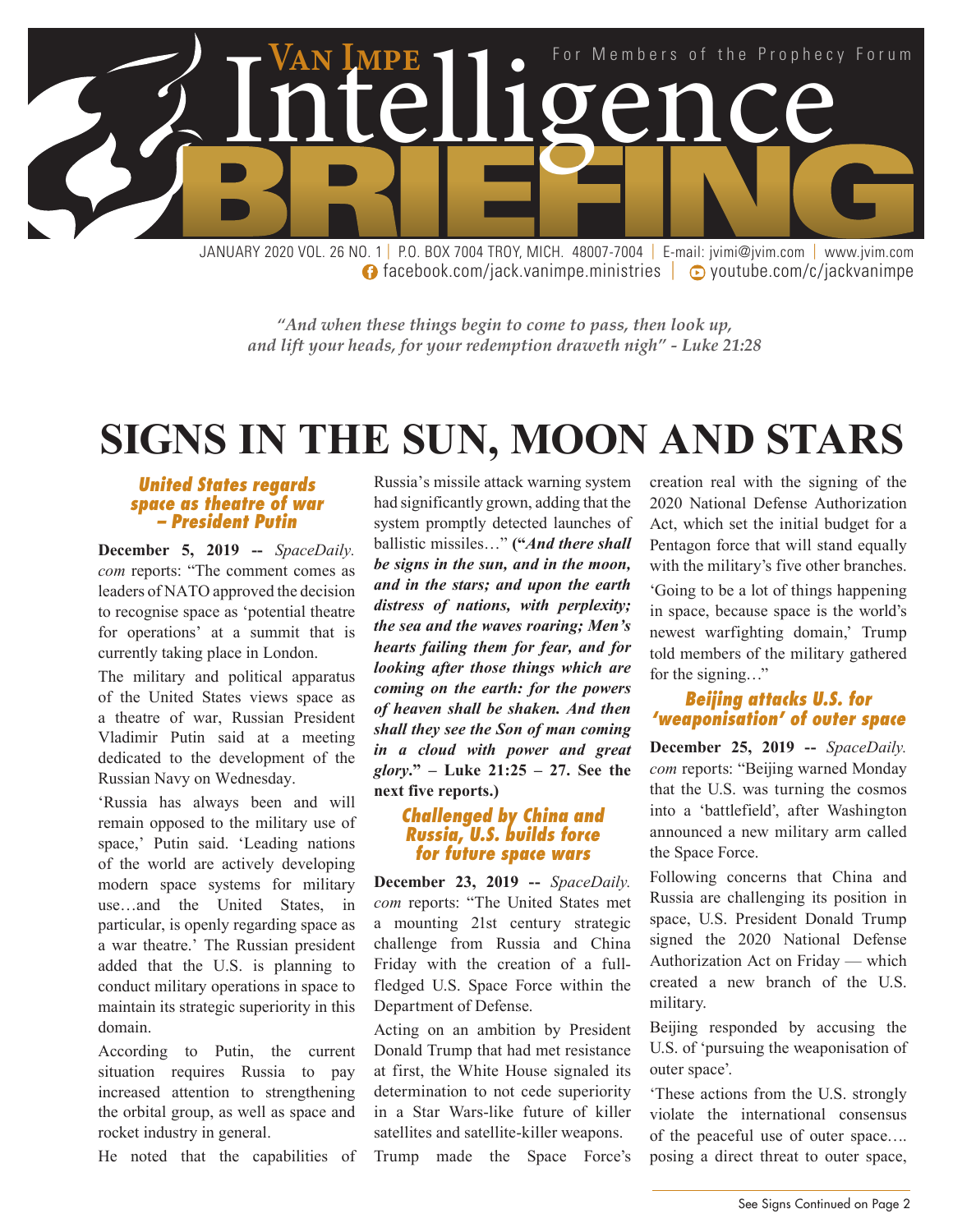# Van Impe Intelligence BRIEFING

For Members of the Prophecy Forum

JANUARY 2020 VOL. 26 NO. 1 | P.O. BOX 7004 TROY, MICH. 48007-7004 | E-mail: jvimi@jvim.com | www.jvim.com
facebook.com/jack.vanimpe.ministries | youtube.com/c/jackvanimpe

*"And when these things begin to come to pass, then look up, and lift your heads, for your redemption draweth nigh" - Luke 21:28*

# SIGNS IN THE SUN, MOON AND STARS

### United States regards space as theatre of war – President Putin

**December 5, 2019 --** *SpaceDaily.com* reports: "The comment comes as leaders of NATO approved the decision to recognise space as 'potential theatre for operations' at a summit that is currently taking place in London.

The military and political apparatus of the United States views space as a theatre of war, Russian President Vladimir Putin said at a meeting dedicated to the development of the Russian Navy on Wednesday.

'Russia has always been and will remain opposed to the military use of space,' Putin said. 'Leading nations of the world are actively developing modern space systems for military use…and the United States, in particular, is openly regarding space as a war theatre.' The Russian president added that the U.S. is planning to conduct military operations in space to maintain its strategic superiority in this domain.

According to Putin, the current situation requires Russia to pay increased attention to strengthening the orbital group, as well as space and rocket industry in general.

He noted that the capabilities of Russia's missile attack warning system had significantly grown, adding that the system promptly detected launches of ballistic missiles…" **(*"And there shall be signs in the sun, and in the moon, and in the stars; and upon the earth distress of nations, with perplexity; the sea and the waves roaring; Men's hearts failing them for fear, and for looking after those things which are coming on the earth: for the powers of heaven shall be shaken. And then shall they see the Son of man coming in a cloud with power and great glory.*" – Luke 21:25 – 27. See the next five reports.)**

### Challenged by China and Russia, U.S. builds force for future space wars

**December 23, 2019 --** *SpaceDaily.com* reports: "The United States met a mounting 21st century strategic challenge from Russia and China Friday with the creation of a full-fledged U.S. Space Force within the Department of Defense.

Acting on an ambition by President Donald Trump that had met resistance at first, the White House signaled its determination to not cede superiority in a Star Wars-like future of killer satellites and satellite-killer weapons.

Trump made the Space Force's creation real with the signing of the 2020 National Defense Authorization Act, which set the initial budget for a Pentagon force that will stand equally with the military's five other branches.

'Going to be a lot of things happening in space, because space is the world's newest warfighting domain,' Trump told members of the military gathered for the signing…"

### Beijing attacks U.S. for 'weaponisation' of outer space

**December 25, 2019 --** *SpaceDaily.com* reports: "Beijing warned Monday that the U.S. was turning the cosmos into a 'battlefield', after Washington announced a new military arm called the Space Force.

Following concerns that China and Russia are challenging its position in space, U.S. President Donald Trump signed the 2020 National Defense Authorization Act on Friday — which created a new branch of the U.S. military.

Beijing responded by accusing the U.S. of 'pursuing the weaponisation of outer space'.

'These actions from the U.S. strongly violate the international consensus of the peaceful use of outer space…. posing a direct threat to outer space,

See Signs Continued on Page 2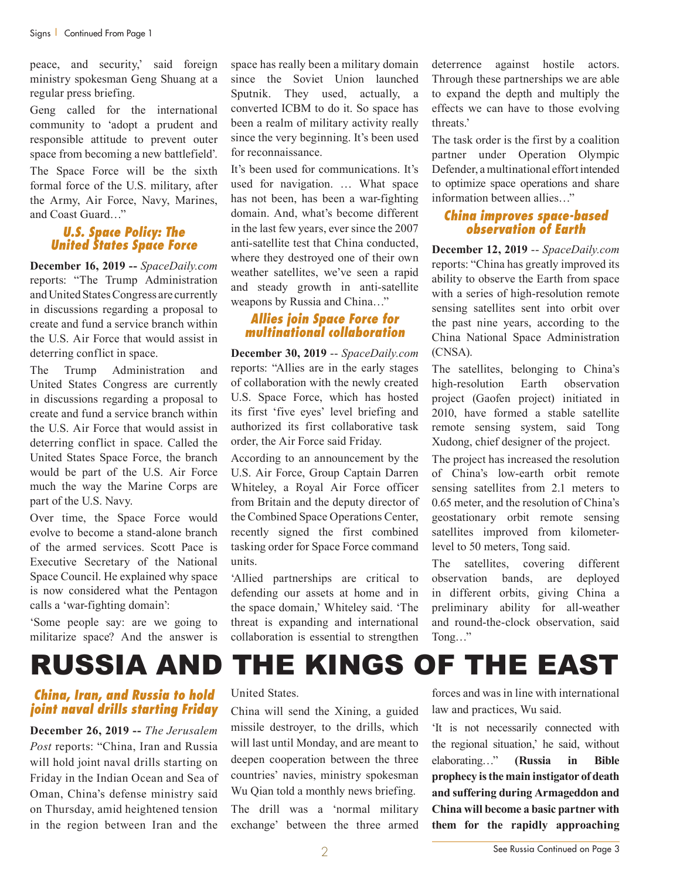peace, and security,' said foreign ministry spokesman Geng Shuang at a regular press briefing.

Geng called for the international community to 'adopt a prudent and responsible attitude to prevent outer space from becoming a new battlefield'.

The Space Force will be the sixth formal force of the U.S. military, after the Army, Air Force, Navy, Marines, and Coast Guard…"

### U.S. Space Policy: The United States Space Force

**December 16, 2019 --** *SpaceDaily.com* reports: "The Trump Administration and United States Congress are currently in discussions regarding a proposal to create and fund a service branch within the U.S. Air Force that would assist in deterring conflict in space.

The Trump Administration and United States Congress are currently in discussions regarding a proposal to create and fund a service branch within the U.S. Air Force that would assist in deterring conflict in space. Called the United States Space Force, the branch would be part of the U.S. Air Force much the way the Marine Corps are part of the U.S. Navy.

Over time, the Space Force would evolve to become a stand-alone branch of the armed services. Scott Pace is Executive Secretary of the National Space Council. He explained why space is now considered what the Pentagon calls a 'war-fighting domain':

'Some people say: are we going to militarize space? And the answer is space has really been a military domain since the Soviet Union launched Sputnik. They used, actually, a converted ICBM to do it. So space has been a realm of military activity really since the very beginning. It's been used for reconnaissance.

It's been used for communications. It's used for navigation. … What space has not been, has been a war-fighting domain. And, what's become different in the last few years, ever since the 2007 anti-satellite test that China conducted, where they destroyed one of their own weather satellites, we've seen a rapid and steady growth in anti-satellite weapons by Russia and China…"

### Allies join Space Force for multinational collaboration

**December 30, 2019** -- *SpaceDaily.com* reports: "Allies are in the early stages of collaboration with the newly created U.S. Space Force, which has hosted its first 'five eyes' level briefing and authorized its first collaborative task order, the Air Force said Friday.

According to an announcement by the U.S. Air Force, Group Captain Darren Whiteley, a Royal Air Force officer from Britain and the deputy director of the Combined Space Operations Center, recently signed the first combined tasking order for Space Force command units.

'Allied partnerships are critical to defending our assets at home and in the space domain,' Whiteley said. 'The threat is expanding and international collaboration is essential to strengthen deterrence against hostile actors. Through these partnerships we are able to expand the depth and multiply the effects we can have to those evolving threats.'

The task order is the first by a coalition partner under Operation Olympic Defender, a multinational effort intended to optimize space operations and share information between allies…"

### China improves space-based observation of Earth

**December 12, 2019** -- *SpaceDaily.com* reports: "China has greatly improved its ability to observe the Earth from space with a series of high-resolution remote sensing satellites sent into orbit over the past nine years, according to the China National Space Administration (CNSA).

The satellites, belonging to China's high-resolution Earth observation project (Gaofen project) initiated in 2010, have formed a stable satellite remote sensing system, said Tong Xudong, chief designer of the project.

The project has increased the resolution of China's low-earth orbit remote sensing satellites from 2.1 meters to 0.65 meter, and the resolution of China's geostationary orbit remote sensing satellites improved from kilometer-level to 50 meters, Tong said.

The satellites, covering different observation bands, are deployed in different orbits, giving China a preliminary ability for all-weather and round-the-clock observation, said Tong…"

# RUSSIA AND THE KINGS OF THE EAST

### China, Iran, and Russia to hold joint naval drills starting Friday

**December 26, 2019 --** *The Jerusalem Post* reports: "China, Iran and Russia will hold joint naval drills starting on Friday in the Indian Ocean and Sea of Oman, China's defense ministry said on Thursday, amid heightened tension in the region between Iran and the United States.

China will send the Xining, a guided missile destroyer, to the drills, which will last until Monday, and are meant to deepen cooperation between the three countries' navies, ministry spokesman Wu Qian told a monthly news briefing.

The drill was a 'normal military exchange' between the three armed forces and was in line with international law and practices, Wu said.

'It is not necessarily connected with the regional situation,' he said, without elaborating…" **(Russia in Bible prophecy is the main instigator of death and suffering during Armageddon and China will become a basic partner with them for the rapidly approaching**

See Russia Continued on Page 3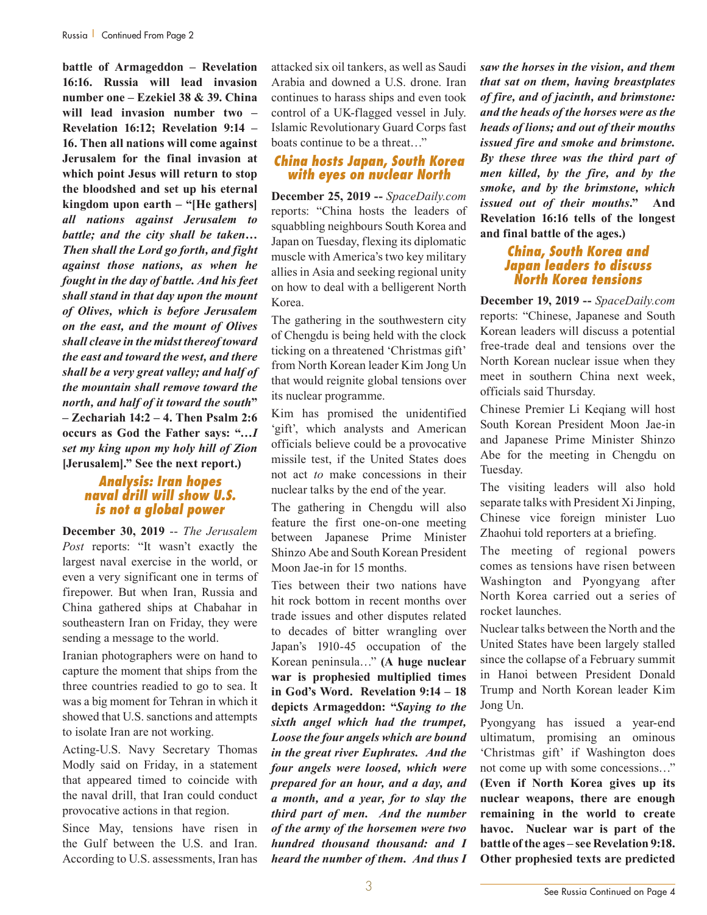**battle of Armageddon – Revelation 16:16. Russia will lead invasion number one – Ezekiel 38 & 39. China will lead invasion number two – Revelation 16:12; Revelation 9:14 – 16. Then all nations will come against Jerusalem for the final invasion at which point Jesus will return to stop the bloodshed and set up his eternal kingdom upon earth – "[He gathers] *all nations against Jerusalem to battle; and the city shall be taken… Then shall the Lord go forth, and fight against those nations, as when he fought in the day of battle. And his feet shall stand in that day upon the mount of Olives, which is before Jerusalem on the east, and the mount of Olives shall cleave in the midst thereof toward the east and toward the west, and there shall be a very great valley; and half of the mountain shall remove toward the north, and half of it toward the south*" – Zechariah 14:2 – 4. Then Psalm 2:6 occurs as God the Father says: "*…I set my king upon my holy hill of Zion* [Jerusalem]." See the next report.)**

## Analysis: Iran hopes naval drill will show U.S. is not a global power

**December 30, 2019** -- *The Jerusalem Post* reports: "It wasn't exactly the largest naval exercise in the world, or even a very significant one in terms of firepower. But when Iran, Russia and China gathered ships at Chabahar in southeastern Iran on Friday, they were sending a message to the world.

Iranian photographers were on hand to capture the moment that ships from the three countries readied to go to sea. It was a big moment for Tehran in which it showed that U.S. sanctions and attempts to isolate Iran are not working.

Acting-U.S. Navy Secretary Thomas Modly said on Friday, in a statement that appeared timed to coincide with the naval drill, that Iran could conduct provocative actions in that region.

Since May, tensions have risen in the Gulf between the U.S. and Iran. According to U.S. assessments, Iran has attacked six oil tankers, as well as Saudi Arabia and downed a U.S. drone. Iran continues to harass ships and even took control of a UK-flagged vessel in July. Islamic Revolutionary Guard Corps fast boats continue to be a threat…"

## China hosts Japan, South Korea with eyes on nuclear North

**December 25, 2019 --** *SpaceDaily.com* reports: "China hosts the leaders of squabbling neighbours South Korea and Japan on Tuesday, flexing its diplomatic muscle with America's two key military allies in Asia and seeking regional unity on how to deal with a belligerent North Korea.

The gathering in the southwestern city of Chengdu is being held with the clock ticking on a threatened 'Christmas gift' from North Korean leader Kim Jong Un that would reignite global tensions over its nuclear programme.

Kim has promised the unidentified 'gift', which analysts and American officials believe could be a provocative missile test, if the United States does not act *to* make concessions in their nuclear talks by the end of the year.

The gathering in Chengdu will also feature the first one-on-one meeting between Japanese Prime Minister Shinzo Abe and South Korean President Moon Jae-in for 15 months.

Ties between their two nations have hit rock bottom in recent months over trade issues and other disputes related to decades of bitter wrangling over Japan's 1910-45 occupation of the Korean peninsula…" **(A huge nuclear war is prophesied multiplied times in God's Word. Revelation 9:14 – 18 depicts Armageddon: "*Saying to the sixth angel which had the trumpet, Loose the four angels which are bound in the great river Euphrates. And the four angels were loosed, which were prepared for an hour, and a day, and a month, and a year, for to slay the third part of men. And the number of the army of the horsemen were two hundred thousand thousand: and I heard the number of them. And thus I saw the horses in the vision, and them that sat on them, having breastplates of fire, and of jacinth, and brimstone: and the heads of the horses were as the heads of lions; and out of their mouths issued fire and smoke and brimstone. By these three was the third part of men killed, by the fire, and by the smoke, and by the brimstone, which issued out of their mouths.*" And Revelation 16:16 tells of the longest and final battle of the ages.)**

## China, South Korea and Japan leaders to discuss North Korea tensions

**December 19, 2019 --** *SpaceDaily.com* reports: "Chinese, Japanese and South Korean leaders will discuss a potential free-trade deal and tensions over the North Korean nuclear issue when they meet in southern China next week, officials said Thursday.

Chinese Premier Li Keqiang will host South Korean President Moon Jae-in and Japanese Prime Minister Shinzo Abe for the meeting in Chengdu on Tuesday.

The visiting leaders will also hold separate talks with President Xi Jinping, Chinese vice foreign minister Luo Zhaohui told reporters at a briefing.

The meeting of regional powers comes as tensions have risen between Washington and Pyongyang after North Korea carried out a series of rocket launches.

Nuclear talks between the North and the United States have been largely stalled since the collapse of a February summit in Hanoi between President Donald Trump and North Korean leader Kim Jong Un.

Pyongyang has issued a year-end ultimatum, promising an ominous 'Christmas gift' if Washington does not come up with some concessions…" **(Even if North Korea gives up its nuclear weapons, there are enough remaining in the world to create havoc. Nuclear war is part of the battle of the ages – see Revelation 9:18. Other prophesied texts are predicted**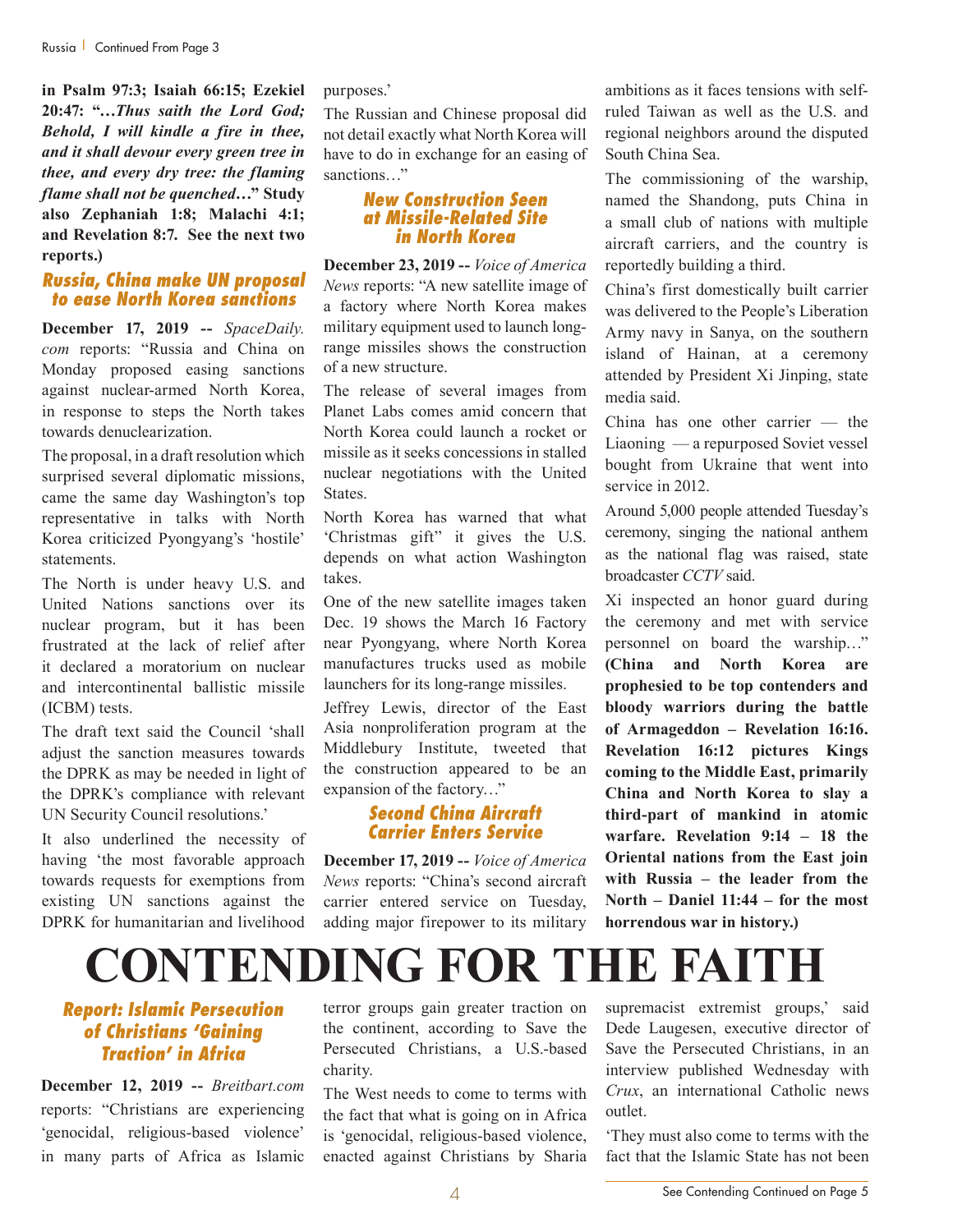**in Psalm 97:3; Isaiah 66:15; Ezekiel 20:47: "…*Thus saith the Lord God; Behold, I will kindle a fire in thee, and it shall devour every green tree in thee, and every dry tree: the flaming flame shall not be quenched*…" Study also Zephaniah 1:8; Malachi 4:1; and Revelation 8:7. See the next two reports.)**

### Russia, China make UN proposal to ease North Korea sanctions

**December 17, 2019 --** *SpaceDaily.com* reports: "Russia and China on Monday proposed easing sanctions against nuclear-armed North Korea, in response to steps the North takes towards denuclearization.

The proposal, in a draft resolution which surprised several diplomatic missions, came the same day Washington's top representative in talks with North Korea criticized Pyongyang's 'hostile' statements.

The North is under heavy U.S. and United Nations sanctions over its nuclear program, but it has been frustrated at the lack of relief after it declared a moratorium on nuclear and intercontinental ballistic missile (ICBM) tests.

The draft text said the Council 'shall adjust the sanction measures towards the DPRK as may be needed in light of the DPRK's compliance with relevant UN Security Council resolutions.'

It also underlined the necessity of having 'the most favorable approach towards requests for exemptions from existing UN sanctions against the DPRK for humanitarian and livelihood purposes.'

The Russian and Chinese proposal did not detail exactly what North Korea will have to do in exchange for an easing of sanctions…"

### New Construction Seen at Missile-Related Site in North Korea

**December 23, 2019 --** *Voice of America News* reports: "A new satellite image of a factory where North Korea makes military equipment used to launch long-range missiles shows the construction of a new structure.

The release of several images from Planet Labs comes amid concern that North Korea could launch a rocket or missile as it seeks concessions in stalled nuclear negotiations with the United States.

North Korea has warned that what 'Christmas gift" it gives the U.S. depends on what action Washington takes.

One of the new satellite images taken Dec. 19 shows the March 16 Factory near Pyongyang, where North Korea manufactures trucks used as mobile launchers for its long-range missiles.

Jeffrey Lewis, director of the East Asia nonproliferation program at the Middlebury Institute, tweeted that the construction appeared to be an expansion of the factory…"

### Second China Aircraft Carrier Enters Service

**December 17, 2019 --** *Voice of America News* reports: "China's second aircraft carrier entered service on Tuesday, adding major firepower to its military ambitions as it faces tensions with self-ruled Taiwan as well as the U.S. and regional neighbors around the disputed South China Sea.

The commissioning of the warship, named the Shandong, puts China in a small club of nations with multiple aircraft carriers, and the country is reportedly building a third.

China's first domestically built carrier was delivered to the People's Liberation Army navy in Sanya, on the southern island of Hainan, at a ceremony attended by President Xi Jinping, state media said.

China has one other carrier — the Liaoning — a repurposed Soviet vessel bought from Ukraine that went into service in 2012.

Around 5,000 people attended Tuesday's ceremony, singing the national anthem as the national flag was raised, state broadcaster *CCTV* said.

Xi inspected an honor guard during the ceremony and met with service personnel on board the warship…" **(China and North Korea are prophesied to be top contenders and bloody warriors during the battle of Armageddon – Revelation 16:16. Revelation 16:12 pictures Kings coming to the Middle East, primarily China and North Korea to slay a third-part of mankind in atomic warfare. Revelation 9:14 – 18 the Oriental nations from the East join with Russia – the leader from the North – Daniel 11:44 – for the most horrendous war in history.)**

# CONTENDING FOR THE FAITH

### Report: Islamic Persecution of Christians 'Gaining Traction' in Africa

**December 12, 2019 --** *Breitbart.com* reports: "Christians are experiencing 'genocidal, religious-based violence' in many parts of Africa as Islamic terror groups gain greater traction on the continent, according to Save the Persecuted Christians, a U.S.-based charity.

The West needs to come to terms with the fact that what is going on in Africa is 'genocidal, religious-based violence, enacted against Christians by Sharia supremacist extremist groups,' said Dede Laugesen, executive director of Save the Persecuted Christians, in an interview published Wednesday with *Crux*, an international Catholic news outlet.

'They must also come to terms with the fact that the Islamic State has not been

See Contending Continued on Page 5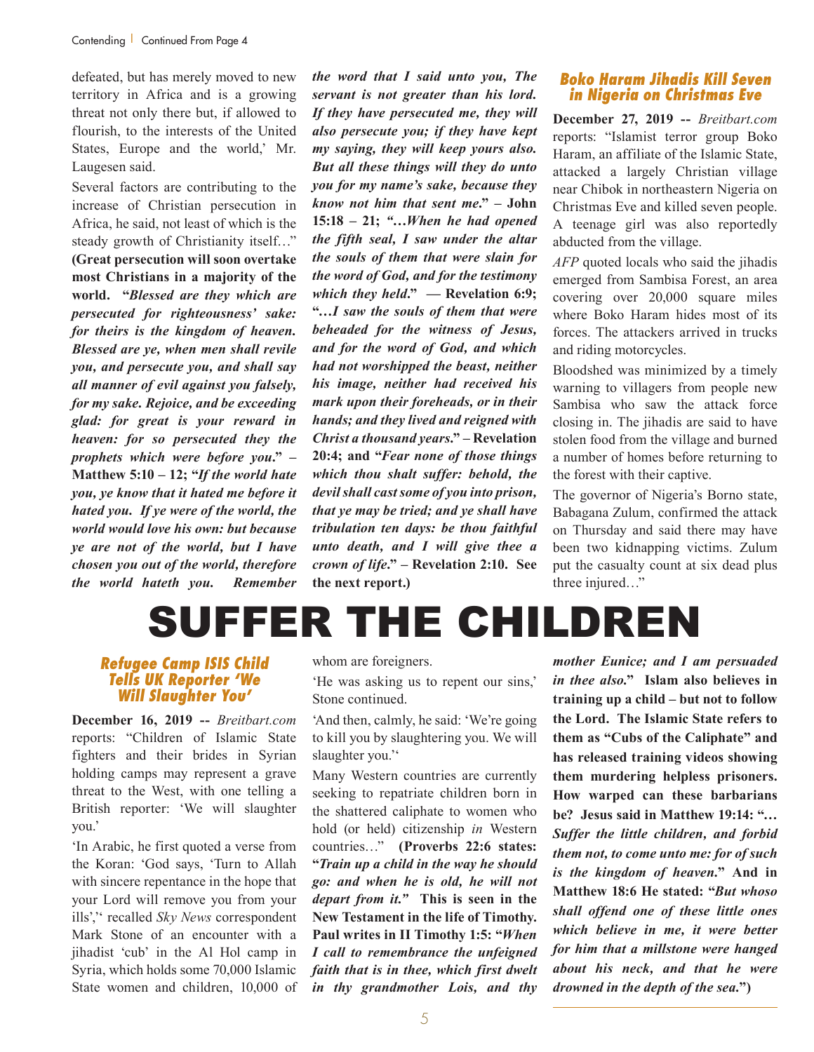defeated, but has merely moved to new territory in Africa and is a growing threat not only there but, if allowed to flourish, to the interests of the United States, Europe and the world,' Mr. Laugesen said.

Several factors are contributing to the increase of Christian persecution in Africa, he said, not least of which is the steady growth of Christianity itself…" **(Great persecution will soon overtake most Christians in a majority of the world. "*Blessed are they which are persecuted for righteousness' sake: for theirs is the kingdom of heaven. Blessed are ye, when men shall revile you, and persecute you, and shall say all manner of evil against you falsely, for my sake. Rejoice, and be exceeding glad: for great is your reward in heaven: for so persecuted they the prophets which were before you.*" – Matthew 5:10 – 12; "*If the world hate you, ye know that it hated me before it hated you. If ye were of the world, the world would love his own: but because ye are not of the world, but I have chosen you out of the world, therefore the world hateth you. Remember the word that I said unto you, The servant is not greater than his lord. If they have persecuted me, they will also persecute you; if they have kept my saying, they will keep yours also. But all these things will they do unto you for my name's sake, because they know not him that sent me.*" – John 15:18 – 21; "*…When he had opened the fifth seal, I saw under the altar the souls of them that were slain for the word of God, and for the testimony which they held.*" — Revelation 6:9; "*…I saw the souls of them that were beheaded for the witness of Jesus, and for the word of God, and which had not worshipped the beast, neither his image, neither had received his mark upon their foreheads, or in their hands; and they lived and reigned with Christ a thousand years.*" – Revelation 20:4; and "*Fear none of those things which thou shalt suffer: behold, the devil shall cast some of you into prison, that ye may be tried; and ye shall have tribulation ten days: be thou faithful unto death, and I will give thee a crown of life.*" – Revelation 2:10. See the next report.)**

### Boko Haram Jihadis Kill Seven in Nigeria on Christmas Eve

**December 27, 2019 --** *Breitbart.com* reports: "Islamist terror group Boko Haram, an affiliate of the Islamic State, attacked a largely Christian village near Chibok in northeastern Nigeria on Christmas Eve and killed seven people. A teenage girl was also reportedly abducted from the village.

*AFP* quoted locals who said the jihadis emerged from Sambisa Forest, an area covering over 20,000 square miles where Boko Haram hides most of its forces. The attackers arrived in trucks and riding motorcycles.

Bloodshed was minimized by a timely warning to villagers from people new Sambisa who saw the attack force closing in. The jihadis are said to have stolen food from the village and burned a number of homes before returning to the forest with their captive.

The governor of Nigeria's Borno state, Babagana Zulum, confirmed the attack on Thursday and said there may have been two kidnapping victims. Zulum put the casualty count at six dead plus three injured…"

# SUFFER THE CHILDREN

### Refugee Camp ISIS Child Tells UK Reporter 'We Will Slaughter You'

**December 16, 2019 --** *Breitbart.com* reports: "Children of Islamic State fighters and their brides in Syrian holding camps may represent a grave threat to the West, with one telling a British reporter: 'We will slaughter you.'

'In Arabic, he first quoted a verse from the Koran: 'God says, 'Turn to Allah with sincere repentance in the hope that your Lord will remove you from your ills',' recalled *Sky News* correspondent Mark Stone of an encounter with a jihadist 'cub' in the Al Hol camp in Syria, which holds some 70,000 Islamic State women and children, 10,000 of whom are foreigners.

'He was asking us to repent our sins,' Stone continued.

'And then, calmly, he said: 'We're going to kill you by slaughtering you. We will slaughter you.''

Many Western countries are currently seeking to repatriate children born in the shattered caliphate to women who hold (or held) citizenship *in* Western countries…" **(Proverbs 22:6 states: "*Train up a child in the way he should go: and when he is old, he will not depart from it.*" This is seen in the New Testament in the life of Timothy. Paul writes in II Timothy 1:5: "*When I call to remembrance the unfeigned faith that is in thee, which first dwelt in thy grandmother Lois, and thy mother Eunice; and I am persuaded in thee also.*" Islam also believes in training up a child – but not to follow the Lord. The Islamic State refers to them as "Cubs of the Caliphate" and has released training videos showing them murdering helpless prisoners. How warped can these barbarians be? Jesus said in Matthew 19:14: "*… Suffer the little children, and forbid them not, to come unto me: for of such is the kingdom of heaven.*" And in Matthew 18:6 He stated: "*But whoso shall offend one of these little ones which believe in me, it were better for him that a millstone were hanged about his neck, and that he were drowned in the depth of the sea.*")**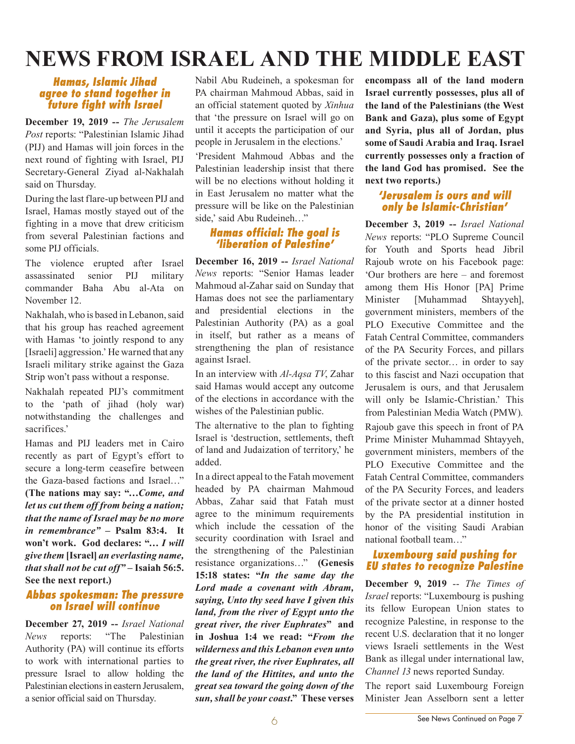# NEWS FROM ISRAEL AND THE MIDDLE EAST

### *Hamas, Islamic Jihad agree to stand together in future fight with Israel*

**December 19, 2019 --** *The Jerusalem Post* reports: "Palestinian Islamic Jihad (PIJ) and Hamas will join forces in the next round of fighting with Israel, PIJ Secretary-General Ziyad al-Nakhalah said on Thursday.

During the last flare-up between PIJ and Israel, Hamas mostly stayed out of the fighting in a move that drew criticism from several Palestinian factions and some PIJ officials.

The violence erupted after Israel assassinated senior PIJ military commander Baha Abu al-Ata on November 12.

Nakhalah, who is based in Lebanon, said that his group has reached agreement with Hamas 'to jointly respond to any [Israeli] aggression.' He warned that any Israeli military strike against the Gaza Strip won't pass without a response.

Nakhalah repeated PIJ's commitment to the 'path of jihad (holy war) notwithstanding the challenges and sacrifices.'

Hamas and PIJ leaders met in Cairo recently as part of Egypt's effort to secure a long-term ceasefire between the Gaza-based factions and Israel…" **(The nations may say: "***…Come, and let us cut them off from being a nation; that the name of Israel may be no more in remembrance"* **– Psalm 83:4. It won't work. God declares: "***… I will give them* **[Israel]** *an everlasting name, that shall not be cut off"* **– Isaiah 56:5. See the next report.)**

### *Abbas spokesman: The pressure on Israel will continue*

**December 27, 2019 --** *Israel National News* reports: "The Palestinian Authority (PA) will continue its efforts to work with international parties to pressure Israel to allow holding the Palestinian elections in eastern Jerusalem, a senior official said on Thursday.

Nabil Abu Rudeineh, a spokesman for PA chairman Mahmoud Abbas, said in an official statement quoted by *Xinhua* that 'the pressure on Israel will go on until it accepts the participation of our people in Jerusalem in the elections.'

'President Mahmoud Abbas and the Palestinian leadership insist that there will be no elections without holding it in East Jerusalem no matter what the pressure will be like on the Palestinian side,' said Abu Rudeineh…"

### *Hamas official: The goal is 'liberation of Palestine'*

**December 16, 2019 --** *Israel National News* reports: "Senior Hamas leader Mahmoud al-Zahar said on Sunday that Hamas does not see the parliamentary and presidential elections in the Palestinian Authority (PA) as a goal in itself, but rather as a means of strengthening the plan of resistance against Israel.

In an interview with *Al-Aqsa TV*, Zahar said Hamas would accept any outcome of the elections in accordance with the wishes of the Palestinian public.

The alternative to the plan to fighting Israel is 'destruction, settlements, theft of land and Judaization of territory,' he added.

In a direct appeal to the Fatah movement headed by PA chairman Mahmoud Abbas, Zahar said that Fatah must agree to the minimum requirements which include the cessation of the security coordination with Israel and the strengthening of the Palestinian resistance organizations…" **(Genesis 15:18 states: "***In the same day the Lord made a covenant with Abram, saying, Unto thy seed have I given this land, from the river of Egypt unto the great river, the river Euphrates***" and in Joshua 1:4 we read: "***From the wilderness and this Lebanon even unto the great river, the river Euphrates, all the land of the Hittites, and unto the great sea toward the going down of the sun, shall be your coast***." These verses encompass all of the land modern Israel currently possesses, plus all of the land of the Palestinians (the West Bank and Gaza), plus some of Egypt and Syria, plus all of Jordan, plus some of Saudi Arabia and Iraq. Israel currently possesses only a fraction of the land God has promised. See the next two reports.)**

### *'Jerusalem is ours and will only be Islamic-Christian'*

**December 3, 2019 --** *Israel National News* reports: "PLO Supreme Council for Youth and Sports head Jibril Rajoub wrote on his Facebook page: 'Our brothers are here – and foremost among them His Honor [PA] Prime Minister [Muhammad Shtayyeh], government ministers, members of the PLO Executive Committee and the Fatah Central Committee, commanders of the PA Security Forces, and pillars of the private sector… in order to say to this fascist and Nazi occupation that Jerusalem is ours, and that Jerusalem will only be Islamic-Christian.' This from Palestinian Media Watch (PMW).

Rajoub gave this speech in front of PA Prime Minister Muhammad Shtayyeh, government ministers, members of the PLO Executive Committee and the Fatah Central Committee, commanders of the PA Security Forces, and leaders of the private sector at a dinner hosted by the PA presidential institution in honor of the visiting Saudi Arabian national football team…"

### *Luxembourg said pushing for EU states to recognize Palestine*

**December 9, 2019** -- *The Times of Israel* reports: "Luxembourg is pushing its fellow European Union states to recognize Palestine, in response to the recent U.S. declaration that it no longer views Israeli settlements in the West Bank as illegal under international law, *Channel 13* news reported Sunday.

The report said Luxembourg Foreign Minister Jean Asselborn sent a letter

See News Continued on Page 7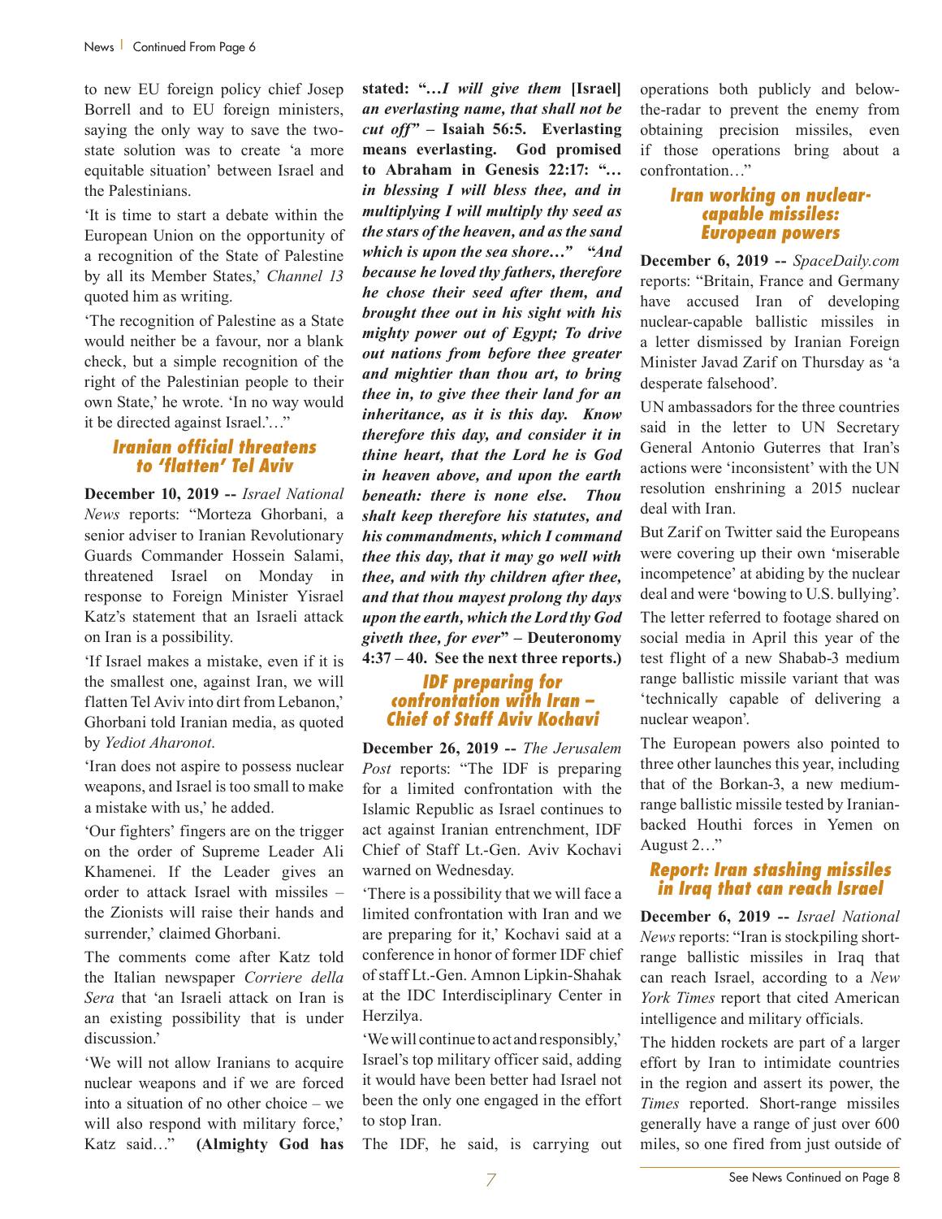to new EU foreign policy chief Josep Borrell and to EU foreign ministers, saying the only way to save the two-state solution was to create 'a more equitable situation' between Israel and the Palestinians.

'It is time to start a debate within the European Union on the opportunity of a recognition of the State of Palestine by all its Member States,' *Channel 13* quoted him as writing.

'The recognition of Palestine as a State would neither be a favour, nor a blank check, but a simple recognition of the right of the Palestinian people to their own State,' he wrote. 'In no way would it be directed against Israel.'…"

### Iranian official threatens to 'flatten' Tel Aviv

**December 10, 2019 --** *Israel National News* reports: "Morteza Ghorbani, a senior adviser to Iranian Revolutionary Guards Commander Hossein Salami, threatened Israel on Monday in response to Foreign Minister Yisrael Katz's statement that an Israeli attack on Iran is a possibility.

'If Israel makes a mistake, even if it is the smallest one, against Iran, we will flatten Tel Aviv into dirt from Lebanon,' Ghorbani told Iranian media, as quoted by *Yediot Aharonot*.

'Iran does not aspire to possess nuclear weapons, and Israel is too small to make a mistake with us,' he added.

'Our fighters' fingers are on the trigger on the order of Supreme Leader Ali Khamenei. If the Leader gives an order to attack Israel with missiles – the Zionists will raise their hands and surrender,' claimed Ghorbani.

The comments come after Katz told the Italian newspaper *Corriere della Sera* that 'an Israeli attack on Iran is an existing possibility that is under discussion.'

'We will not allow Iranians to acquire nuclear weapons and if we are forced into a situation of no other choice – we will also respond with military force,' Katz said…" **(Almighty God has stated: "…*I will give them* [Israel] *an everlasting name, that shall not be cut off*" – Isaiah 56:5. Everlasting means everlasting. God promised to Abraham in Genesis 22:17: "…*in blessing I will bless thee, and in multiplying I will multiply thy seed as the stars of the heaven, and as the sand which is upon the sea shore…*" "*And because he loved thy fathers, therefore he chose their seed after them, and brought thee out in his sight with his mighty power out of Egypt; To drive out nations from before thee greater and mightier than thou art, to bring thee in, to give thee their land for an inheritance, as it is this day. Know therefore this day, and consider it in thine heart, that the Lord he is God in heaven above, and upon the earth beneath: there is none else. Thou shalt keep therefore his statutes, and his commandments, which I command thee this day, that it may go well with thee, and with thy children after thee, and that thou mayest prolong thy days upon the earth, which the Lord thy God giveth thee, for ever*" – Deuteronomy 4:37 – 40. See the next three reports.)**

### IDF preparing for confrontation with Iran – Chief of Staff Aviv Kochavi

**December 26, 2019 --** *The Jerusalem Post* reports: "The IDF is preparing for a limited confrontation with the Islamic Republic as Israel continues to act against Iranian entrenchment, IDF Chief of Staff Lt.-Gen. Aviv Kochavi warned on Wednesday.

'There is a possibility that we will face a limited confrontation with Iran and we are preparing for it,' Kochavi said at a conference in honor of former IDF chief of staff Lt.-Gen. Amnon Lipkin-Shahak at the IDC Interdisciplinary Center in Herzilya.

'We will continue to act and responsibly,' Israel's top military officer said, adding it would have been better had Israel not been the only one engaged in the effort to stop Iran.

The IDF, he said, is carrying out operations both publicly and below-the-radar to prevent the enemy from obtaining precision missiles, even if those operations bring about a confrontation…"

### Iran working on nuclear-capable missiles: European powers

**December 6, 2019 --** *SpaceDaily.com* reports: "Britain, France and Germany have accused Iran of developing nuclear-capable ballistic missiles in a letter dismissed by Iranian Foreign Minister Javad Zarif on Thursday as 'a desperate falsehood'.

UN ambassadors for the three countries said in the letter to UN Secretary General Antonio Guterres that Iran's actions were 'inconsistent' with the UN resolution enshrining a 2015 nuclear deal with Iran.

But Zarif on Twitter said the Europeans were covering up their own 'miserable incompetence' at abiding by the nuclear deal and were 'bowing to U.S. bullying'.

The letter referred to footage shared on social media in April this year of the test flight of a new Shabab-3 medium range ballistic missile variant that was 'technically capable of delivering a nuclear weapon'.

The European powers also pointed to three other launches this year, including that of the Borkan-3, a new medium-range ballistic missile tested by Iranian-backed Houthi forces in Yemen on August 2…"

### Report: Iran stashing missiles in Iraq that can reach Israel

**December 6, 2019 --** *Israel National News* reports: "Iran is stockpiling short-range ballistic missiles in Iraq that can reach Israel, according to a *New York Times* report that cited American intelligence and military officials.

The hidden rockets are part of a larger effort by Iran to intimidate countries in the region and assert its power, the *Times* reported. Short-range missiles generally have a range of just over 600 miles, so one fired from just outside of

See News Continued on Page 8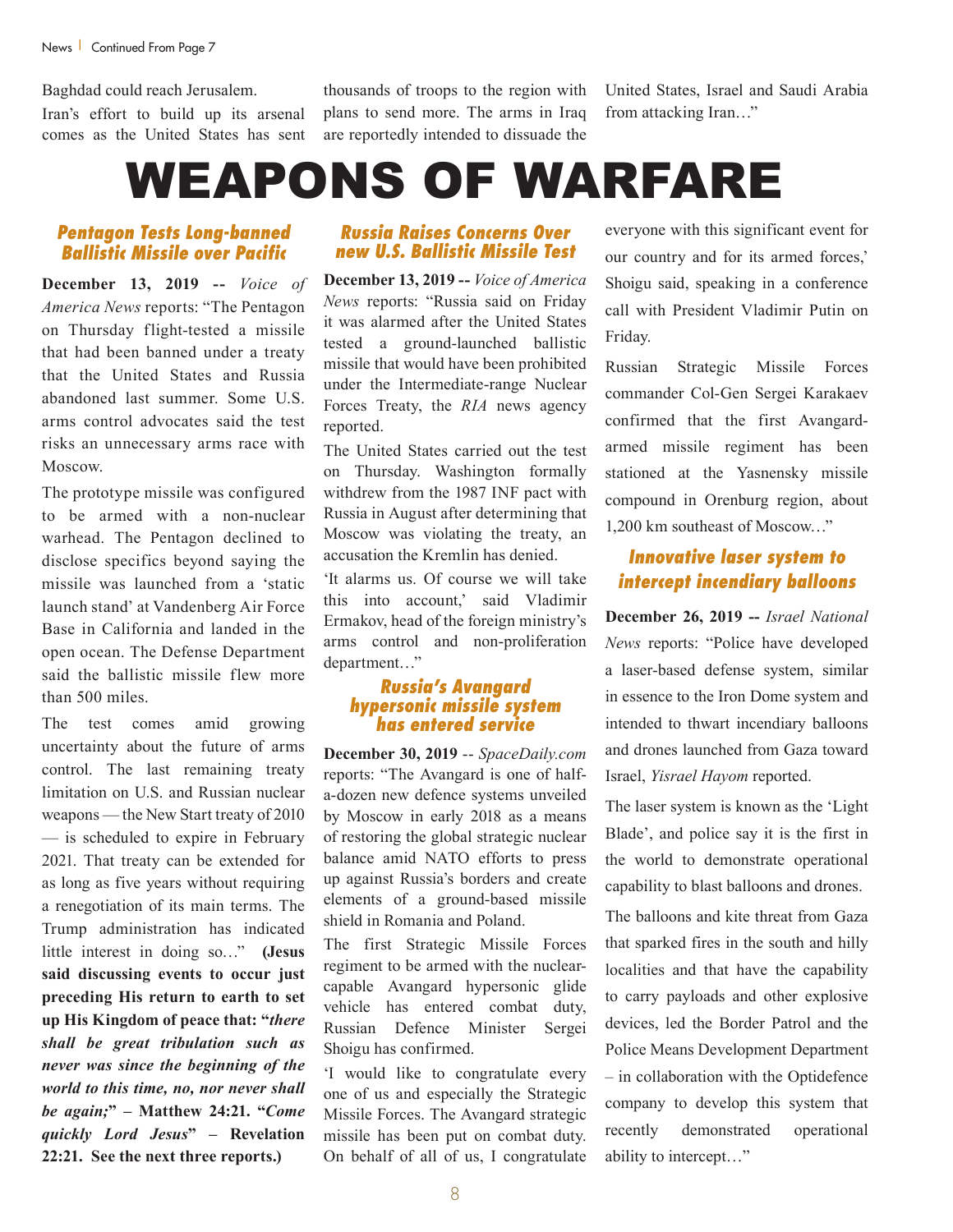Baghdad could reach Jerusalem.

Iran's effort to build up its arsenal comes as the United States has sent thousands of troops to the region with plans to send more. The arms in Iraq are reportedly intended to dissuade the United States, Israel and Saudi Arabia from attacking Iran…"

# WEAPONS OF WARFARE

### Pentagon Tests Long-banned Ballistic Missile over Pacific

**December 13, 2019 --** *Voice of America News* reports: "The Pentagon on Thursday flight-tested a missile that had been banned under a treaty that the United States and Russia abandoned last summer. Some U.S. arms control advocates said the test risks an unnecessary arms race with Moscow.

The prototype missile was configured to be armed with a non-nuclear warhead. The Pentagon declined to disclose specifics beyond saying the missile was launched from a 'static launch stand' at Vandenberg Air Force Base in California and landed in the open ocean. The Defense Department said the ballistic missile flew more than 500 miles.

The test comes amid growing uncertainty about the future of arms control. The last remaining treaty limitation on U.S. and Russian nuclear weapons — the New Start treaty of 2010 — is scheduled to expire in February 2021. That treaty can be extended for as long as five years without requiring a renegotiation of its main terms. The Trump administration has indicated little interest in doing so…" **(Jesus said discussing events to occur just preceding His return to earth to set up His Kingdom of peace that: "*there shall be great tribulation such as never was since the beginning of the world to this time, no, nor never shall be again;*" – Matthew 24:21. "*Come quickly Lord Jesus*" – Revelation 22:21. See the next three reports.)**

### Russia Raises Concerns Over new U.S. Ballistic Missile Test

**December 13, 2019 --** *Voice of America News* reports: "Russia said on Friday it was alarmed after the United States tested a ground-launched ballistic missile that would have been prohibited under the Intermediate-range Nuclear Forces Treaty, the *RIA* news agency reported.

The United States carried out the test on Thursday. Washington formally withdrew from the 1987 INF pact with Russia in August after determining that Moscow was violating the treaty, an accusation the Kremlin has denied.

'It alarms us. Of course we will take this into account,' said Vladimir Ermakov, head of the foreign ministry's arms control and non-proliferation department…"

### Russia's Avangard hypersonic missile system has entered service

**December 30, 2019** -- *SpaceDaily.com* reports: "The Avangard is one of half-a-dozen new defence systems unveiled by Moscow in early 2018 as a means of restoring the global strategic nuclear balance amid NATO efforts to press up against Russia's borders and create elements of a ground-based missile shield in Romania and Poland.

The first Strategic Missile Forces regiment to be armed with the nuclear-capable Avangard hypersonic glide vehicle has entered combat duty, Russian Defence Minister Sergei Shoigu has confirmed.

'I would like to congratulate every one of us and especially the Strategic Missile Forces. The Avangard strategic missile has been put on combat duty. On behalf of all of us, I congratulate everyone with this significant event for our country and for its armed forces,' Shoigu said, speaking in a conference call with President Vladimir Putin on Friday.

Russian Strategic Missile Forces commander Col-Gen Sergei Karakaev confirmed that the first Avangard-armed missile regiment has been stationed at the Yasnensky missile compound in Orenburg region, about 1,200 km southeast of Moscow…"

### Innovative laser system to intercept incendiary balloons

**December 26, 2019 --** *Israel National News* reports: "Police have developed a laser-based defense system, similar in essence to the Iron Dome system and intended to thwart incendiary balloons and drones launched from Gaza toward Israel, *Yisrael Hayom* reported.

The laser system is known as the 'Light Blade', and police say it is the first in the world to demonstrate operational capability to blast balloons and drones.

The balloons and kite threat from Gaza that sparked fires in the south and hilly localities and that have the capability to carry payloads and other explosive devices, led the Border Patrol and the Police Means Development Department – in collaboration with the Optidefence company to develop this system that recently demonstrated operational ability to intercept…"